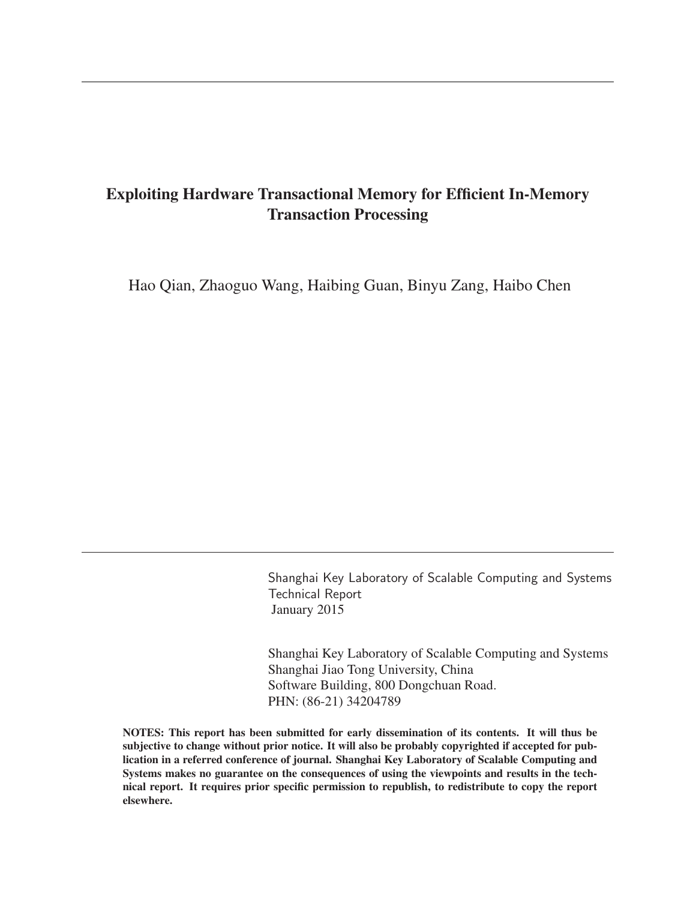# Exploiting Hardware Transactional Memory for Efficient In-Memory Transaction Processing

Hao Qian, Zhaoguo Wang, Haibing Guan, Binyu Zang, Haibo Chen

Shanghai Key Laboratory of Scalable Computing and Systems
Technical Report
January 2015

Shanghai Key Laboratory of Scalable Computing and Systems
Shanghai Jiao Tong University, China
Software Building, 800 Dongchuan Road.
PHN: (86-21) 34204789

**NOTES: This report has been submitted for early dissemination of its contents. It will thus be subjective to change without prior notice. It will also be probably copyrighted if accepted for publication in a referred conference of journal. Shanghai Key Laboratory of Scalable Computing and Systems makes no guarantee on the consequences of using the viewpoints and results in the technical report. It requires prior specific permission to republish, to redistribute to copy the report elsewhere.**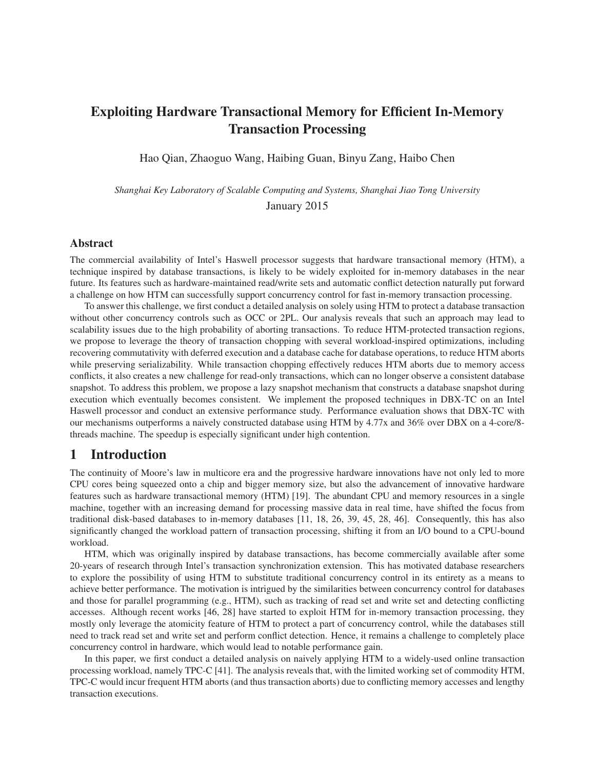# Exploiting Hardware Transactional Memory for Efficient In-Memory Transaction Processing

Hao Qian, Zhaoguo Wang, Haibing Guan, Binyu Zang, Haibo Chen

*Shanghai Key Laboratory of Scalable Computing and Systems, Shanghai Jiao Tong University*

January 2015

## Abstract

The commercial availability of Intel's Haswell processor suggests that hardware transactional memory (HTM), a technique inspired by database transactions, is likely to be widely exploited for in-memory databases in the near future. Its features such as hardware-maintained read/write sets and automatic conflict detection naturally put forward a challenge on how HTM can successfully support concurrency control for fast in-memory transaction processing.

To answer this challenge, we first conduct a detailed analysis on solely using HTM to protect a database transaction without other concurrency controls such as OCC or 2PL. Our analysis reveals that such an approach may lead to scalability issues due to the high probability of aborting transactions. To reduce HTM-protected transaction regions, we propose to leverage the theory of transaction chopping with several workload-inspired optimizations, including recovering commutativity with deferred execution and a database cache for database operations, to reduce HTM aborts while preserving serializability. While transaction chopping effectively reduces HTM aborts due to memory access conflicts, it also creates a new challenge for read-only transactions, which can no longer observe a consistent database snapshot. To address this problem, we propose a lazy snapshot mechanism that constructs a database snapshot during execution which eventually becomes consistent. We implement the proposed techniques in DBX-TC on an Intel Haswell processor and conduct an extensive performance study. Performance evaluation shows that DBX-TC with our mechanisms outperforms a naively constructed database using HTM by 4.77x and 36% over DBX on a 4-core/8-threads machine. The speedup is especially significant under high contention.

## 1 Introduction

The continuity of Moore's law in multicore era and the progressive hardware innovations have not only led to more CPU cores being squeezed onto a chip and bigger memory size, but also the advancement of innovative hardware features such as hardware transactional memory (HTM) [19]. The abundant CPU and memory resources in a single machine, together with an increasing demand for processing massive data in real time, have shifted the focus from traditional disk-based databases to in-memory databases [11, 18, 26, 39, 45, 28, 46]. Consequently, this has also significantly changed the workload pattern of transaction processing, shifting it from an I/O bound to a CPU-bound workload.

HTM, which was originally inspired by database transactions, has become commercially available after some 20-years of research through Intel's transaction synchronization extension. This has motivated database researchers to explore the possibility of using HTM to substitute traditional concurrency control in its entirety as a means to achieve better performance. The motivation is intrigued by the similarities between concurrency control for databases and those for parallel programming (e.g., HTM), such as tracking of read set and write set and detecting conflicting accesses. Although recent works [46, 28] have started to exploit HTM for in-memory transaction processing, they mostly only leverage the atomicity feature of HTM to protect a part of concurrency control, while the databases still need to track read set and write set and perform conflict detection. Hence, it remains a challenge to completely place concurrency control in hardware, which would lead to notable performance gain.

In this paper, we first conduct a detailed analysis on naively applying HTM to a widely-used online transaction processing workload, namely TPC-C [41]. The analysis reveals that, with the limited working set of commodity HTM, TPC-C would incur frequent HTM aborts (and thus transaction aborts) due to conflicting memory accesses and lengthy transaction executions.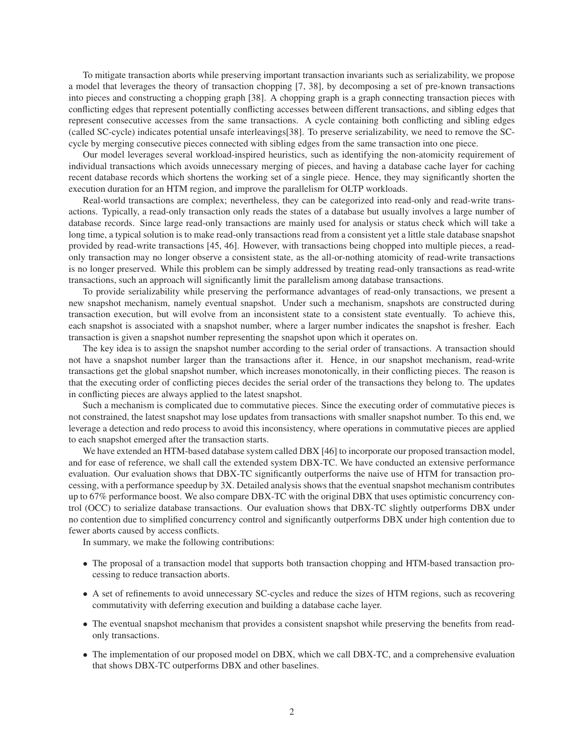To mitigate transaction aborts while preserving important transaction invariants such as serializability, we propose a model that leverages the theory of transaction chopping [7, 38], by decomposing a set of pre-known transactions into pieces and constructing a chopping graph [38]. A chopping graph is a graph connecting transaction pieces with conflicting edges that represent potentially conflicting accesses between different transactions, and sibling edges that represent consecutive accesses from the same transactions. A cycle containing both conflicting and sibling edges (called SC-cycle) indicates potential unsafe interleavings[38]. To preserve serializability, we need to remove the SC-cycle by merging consecutive pieces connected with sibling edges from the same transaction into one piece.

Our model leverages several workload-inspired heuristics, such as identifying the non-atomicity requirement of individual transactions which avoids unnecessary merging of pieces, and having a database cache layer for caching recent database records which shortens the working set of a single piece. Hence, they may significantly shorten the execution duration for an HTM region, and improve the parallelism for OLTP workloads.

Real-world transactions are complex; nevertheless, they can be categorized into read-only and read-write transactions. Typically, a read-only transaction only reads the states of a database but usually involves a large number of database records. Since large read-only transactions are mainly used for analysis or status check which will take a long time, a typical solution is to make read-only transactions read from a consistent yet a little stale database snapshot provided by read-write transactions [45, 46]. However, with transactions being chopped into multiple pieces, a read-only transaction may no longer observe a consistent state, as the all-or-nothing atomicity of read-write transactions is no longer preserved. While this problem can be simply addressed by treating read-only transactions as read-write transactions, such an approach will significantly limit the parallelism among database transactions.

To provide serializability while preserving the performance advantages of read-only transactions, we present a new snapshot mechanism, namely eventual snapshot. Under such a mechanism, snapshots are constructed during transaction execution, but will evolve from an inconsistent state to a consistent state eventually. To achieve this, each snapshot is associated with a snapshot number, where a larger number indicates the snapshot is fresher. Each transaction is given a snapshot number representing the snapshot upon which it operates on.

The key idea is to assign the snapshot number according to the serial order of transactions. A transaction should not have a snapshot number larger than the transactions after it. Hence, in our snapshot mechanism, read-write transactions get the global snapshot number, which increases monotonically, in their conflicting pieces. The reason is that the executing order of conflicting pieces decides the serial order of the transactions they belong to. The updates in conflicting pieces are always applied to the latest snapshot.

Such a mechanism is complicated due to commutative pieces. Since the executing order of commutative pieces is not constrained, the latest snapshot may lose updates from transactions with smaller snapshot number. To this end, we leverage a detection and redo process to avoid this inconsistency, where operations in commutative pieces are applied to each snapshot emerged after the transaction starts.

We have extended an HTM-based database system called DBX [46] to incorporate our proposed transaction model, and for ease of reference, we shall call the extended system DBX-TC. We have conducted an extensive performance evaluation. Our evaluation shows that DBX-TC significantly outperforms the naive use of HTM for transaction processing, with a performance speedup by 3X. Detailed analysis shows that the eventual snapshot mechanism contributes up to 67% performance boost. We also compare DBX-TC with the original DBX that uses optimistic concurrency control (OCC) to serialize database transactions. Our evaluation shows that DBX-TC slightly outperforms DBX under no contention due to simplified concurrency control and significantly outperforms DBX under high contention due to fewer aborts caused by access conflicts.

In summary, we make the following contributions:

- The proposal of a transaction model that supports both transaction chopping and HTM-based transaction processing to reduce transaction aborts.
- A set of refinements to avoid unnecessary SC-cycles and reduce the sizes of HTM regions, such as recovering commutativity with deferring execution and building a database cache layer.
- The eventual snapshot mechanism that provides a consistent snapshot while preserving the benefits from read-only transactions.
- The implementation of our proposed model on DBX, which we call DBX-TC, and a comprehensive evaluation that shows DBX-TC outperforms DBX and other baselines.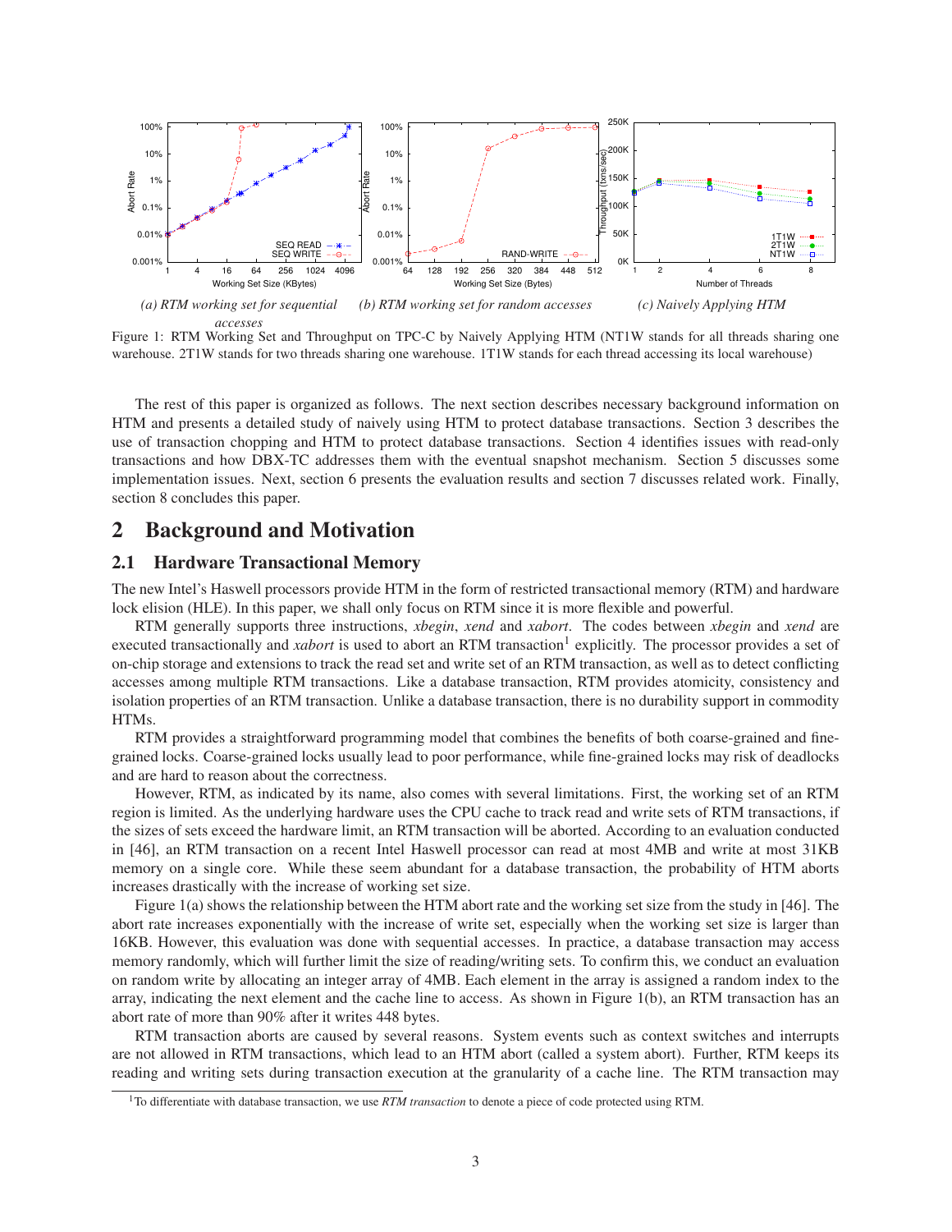(a) RTM working set for sequential accesses

(b) RTM working set for random accesses

(c) Naively Applying HTM

Figure 1: RTM Working Set and Throughput on TPC-C by Naively Applying HTM (NT1W stands for all threads sharing one warehouse. 2T1W stands for two threads sharing one warehouse. 1T1W stands for each thread accessing its local warehouse)

The rest of this paper is organized as follows. The next section describes necessary background information on HTM and presents a detailed study of naively using HTM to protect database transactions. Section 3 describes the use of transaction chopping and HTM to protect database transactions. Section 4 identifies issues with read-only transactions and how DBX-TC addresses them with the eventual snapshot mechanism. Section 5 discusses some implementation issues. Next, section 6 presents the evaluation results and section 7 discusses related work. Finally, section 8 concludes this paper.

## 2 Background and Motivation

### 2.1 Hardware Transactional Memory

The new Intel's Haswell processors provide HTM in the form of restricted transactional memory (RTM) and hardware lock elision (HLE). In this paper, we shall only focus on RTM since it is more flexible and powerful.

RTM generally supports three instructions, *xbegin*, *xend* and *xabort*. The codes between *xbegin* and *xend* are executed transactionally and *xabort* is used to abort an RTM transaction[1] explicitly. The processor provides a set of on-chip storage and extensions to track the read set and write set of an RTM transaction, as well as to detect conflicting accesses among multiple RTM transactions. Like a database transaction, RTM provides atomicity, consistency and isolation properties of an RTM transaction. Unlike a database transaction, there is no durability support in commodity HTMs.

RTM provides a straightforward programming model that combines the benefits of both coarse-grained and fine-grained locks. Coarse-grained locks usually lead to poor performance, while fine-grained locks may risk of deadlocks and are hard to reason about the correctness.

However, RTM, as indicated by its name, also comes with several limitations. First, the working set of an RTM region is limited. As the underlying hardware uses the CPU cache to track read and write sets of RTM transactions, if the sizes of sets exceed the hardware limit, an RTM transaction will be aborted. According to an evaluation conducted in [46], an RTM transaction on a recent Intel Haswell processor can read at most 4MB and write at most 31KB memory on a single core. While these seem abundant for a database transaction, the probability of HTM aborts increases drastically with the increase of working set size.

Figure 1(a) shows the relationship between the HTM abort rate and the working set size from the study in [46]. The abort rate increases exponentially with the increase of write set, especially when the working set size is larger than 16KB. However, this evaluation was done with sequential accesses. In practice, a database transaction may access memory randomly, which will further limit the size of reading/writing sets. To confirm this, we conduct an evaluation on random write by allocating an integer array of 4MB. Each element in the array is assigned a random index to the array, indicating the next element and the cache line to access. As shown in Figure 1(b), an RTM transaction has an abort rate of more than 90% after it writes 448 bytes.

RTM transaction aborts are caused by several reasons. System events such as context switches and interrupts are not allowed in RTM transactions, which lead to an HTM abort (called a system abort). Further, RTM keeps its reading and writing sets during transaction execution at the granularity of a cache line. The RTM transaction may

[1] To differentiate with database transaction, we use *RTM transaction* to denote a piece of code protected using RTM.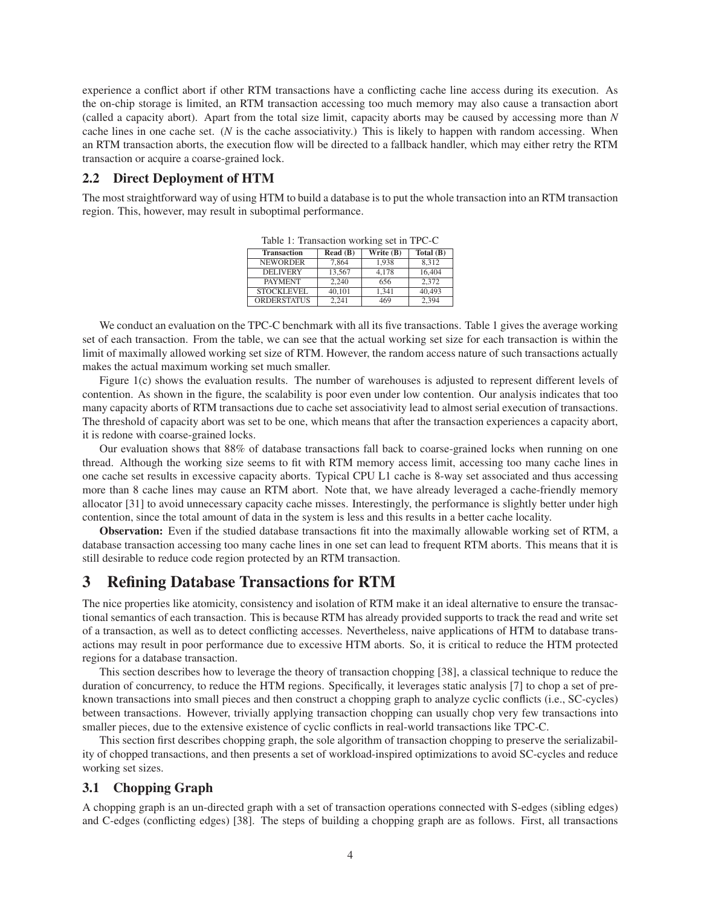experience a conflict abort if other RTM transactions have a conflicting cache line access during its execution. As the on-chip storage is limited, an RTM transaction accessing too much memory may also cause a transaction abort (called a capacity abort). Apart from the total size limit, capacity aborts may be caused by accessing more than *N* cache lines in one cache set. (*N* is the cache associativity.) This is likely to happen with random accessing. When an RTM transaction aborts, the execution flow will be directed to a fallback handler, which may either retry the RTM transaction or acquire a coarse-grained lock.

## 2.2 Direct Deployment of HTM

The most straightforward way of using HTM to build a database is to put the whole transaction into an RTM transaction region. This, however, may result in suboptimal performance.

Table 1: Transaction working set in TPC-C

| Transaction | Read (B) | Write (B) | Total (B) |
|---|---|---|---|
| NEWORDER | 7,864 | 1,938 | 8,312 |
| DELIVERY | 13,567 | 4,178 | 16,404 |
| PAYMENT | 2,240 | 656 | 2,372 |
| STOCKLEVEL | 40,101 | 1,341 | 40,493 |
| ORDERSTATUS | 2,241 | 469 | 2,394 |

We conduct an evaluation on the TPC-C benchmark with all its five transactions. Table 1 gives the average working set of each transaction. From the table, we can see that the actual working set size for each transaction is within the limit of maximally allowed working set size of RTM. However, the random access nature of such transactions actually makes the actual maximum working set much smaller.

Figure 1(c) shows the evaluation results. The number of warehouses is adjusted to represent different levels of contention. As shown in the figure, the scalability is poor even under low contention. Our analysis indicates that too many capacity aborts of RTM transactions due to cache set associativity lead to almost serial execution of transactions. The threshold of capacity abort was set to be one, which means that after the transaction experiences a capacity abort, it is redone with coarse-grained locks.

Our evaluation shows that 88% of database transactions fall back to coarse-grained locks when running on one thread. Although the working size seems to fit with RTM memory access limit, accessing too many cache lines in one cache set results in excessive capacity aborts. Typical CPU L1 cache is 8-way set associated and thus accessing more than 8 cache lines may cause an RTM abort. Note that, we have already leveraged a cache-friendly memory allocator [31] to avoid unnecessary capacity cache misses. Interestingly, the performance is slightly better under high contention, since the total amount of data in the system is less and this results in a better cache locality.

**Observation:** Even if the studied database transactions fit into the maximally allowable working set of RTM, a database transaction accessing too many cache lines in one set can lead to frequent RTM aborts. This means that it is still desirable to reduce code region protected by an RTM transaction.

# 3 Refining Database Transactions for RTM

The nice properties like atomicity, consistency and isolation of RTM make it an ideal alternative to ensure the transactional semantics of each transaction. This is because RTM has already provided supports to track the read and write set of a transaction, as well as to detect conflicting accesses. Nevertheless, naive applications of HTM to database transactions may result in poor performance due to excessive HTM aborts. So, it is critical to reduce the HTM protected regions for a database transaction.

This section describes how to leverage the theory of transaction chopping [38], a classical technique to reduce the duration of concurrency, to reduce the HTM regions. Specifically, it leverages static analysis [7] to chop a set of pre-known transactions into small pieces and then construct a chopping graph to analyze cyclic conflicts (i.e., SC-cycles) between transactions. However, trivially applying transaction chopping can usually chop very few transactions into smaller pieces, due to the extensive existence of cyclic conflicts in real-world transactions like TPC-C.

This section first describes chopping graph, the sole algorithm of transaction chopping to preserve the serializability of chopped transactions, and then presents a set of workload-inspired optimizations to avoid SC-cycles and reduce working set sizes.

## 3.1 Chopping Graph

A chopping graph is an un-directed graph with a set of transaction operations connected with S-edges (sibling edges) and C-edges (conflicting edges) [38]. The steps of building a chopping graph are as follows. First, all transactions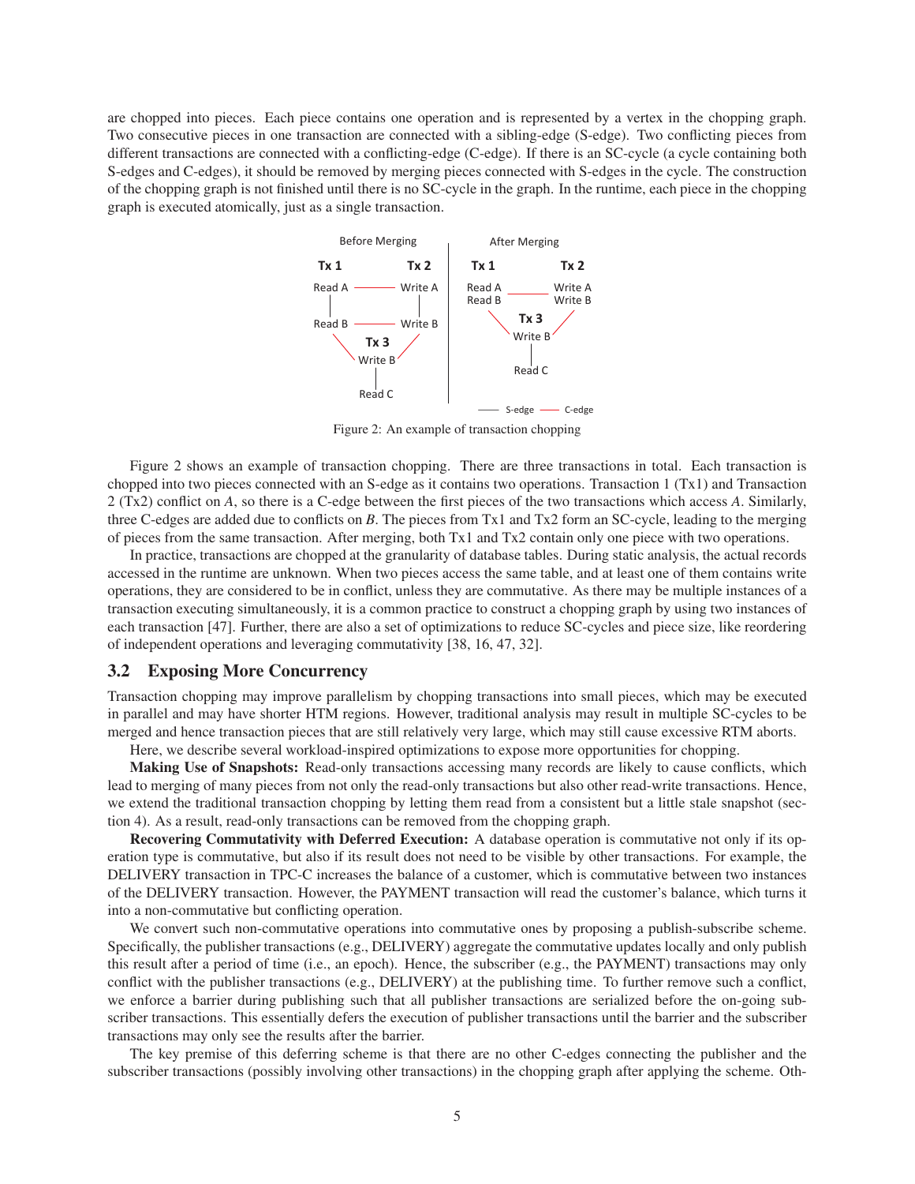are chopped into pieces. Each piece contains one operation and is represented by a vertex in the chopping graph. Two consecutive pieces in one transaction are connected with a sibling-edge (S-edge). Two conflicting pieces from different transactions are connected with a conflicting-edge (C-edge). If there is an SC-cycle (a cycle containing both S-edges and C-edges), it should be removed by merging pieces connected with S-edges in the cycle. The construction of the chopping graph is not finished until there is no SC-cycle in the graph. In the runtime, each piece in the chopping graph is executed atomically, just as a single transaction.

Figure 2: An example of transaction chopping

Figure 2 shows an example of transaction chopping. There are three transactions in total. Each transaction is chopped into two pieces connected with an S-edge as it contains two operations. Transaction 1 (Tx1) and Transaction 2 (Tx2) conflict on *A*, so there is a C-edge between the first pieces of the two transactions which access *A*. Similarly, three C-edges are added due to conflicts on *B*. The pieces from Tx1 and Tx2 form an SC-cycle, leading to the merging of pieces from the same transaction. After merging, both Tx1 and Tx2 contain only one piece with two operations.

In practice, transactions are chopped at the granularity of database tables. During static analysis, the actual records accessed in the runtime are unknown. When two pieces access the same table, and at least one of them contains write operations, they are considered to be in conflict, unless they are commutative. As there may be multiple instances of a transaction executing simultaneously, it is a common practice to construct a chopping graph by using two instances of each transaction [47]. Further, there are also a set of optimizations to reduce SC-cycles and piece size, like reordering of independent operations and leveraging commutativity [38, 16, 47, 32].

## 3.2 Exposing More Concurrency

Transaction chopping may improve parallelism by chopping transactions into small pieces, which may be executed in parallel and may have shorter HTM regions. However, traditional analysis may result in multiple SC-cycles to be merged and hence transaction pieces that are still relatively very large, which may still cause excessive RTM aborts.

Here, we describe several workload-inspired optimizations to expose more opportunities for chopping.

**Making Use of Snapshots:** Read-only transactions accessing many records are likely to cause conflicts, which lead to merging of many pieces from not only the read-only transactions but also other read-write transactions. Hence, we extend the traditional transaction chopping by letting them read from a consistent but a little stale snapshot (section 4). As a result, read-only transactions can be removed from the chopping graph.

**Recovering Commutativity with Deferred Execution:** A database operation is commutative not only if its operation type is commutative, but also if its result does not need to be visible by other transactions. For example, the DELIVERY transaction in TPC-C increases the balance of a customer, which is commutative between two instances of the DELIVERY transaction. However, the PAYMENT transaction will read the customer's balance, which turns it into a non-commutative but conflicting operation.

We convert such non-commutative operations into commutative ones by proposing a publish-subscribe scheme. Specifically, the publisher transactions (e.g., DELIVERY) aggregate the commutative updates locally and only publish this result after a period of time (i.e., an epoch). Hence, the subscriber (e.g., the PAYMENT) transactions may only conflict with the publisher transactions (e.g., DELIVERY) at the publishing time. To further remove such a conflict, we enforce a barrier during publishing such that all publisher transactions are serialized before the on-going subscriber transactions. This essentially defers the execution of publisher transactions until the barrier and the subscriber transactions may only see the results after the barrier.

The key premise of this deferring scheme is that there are no other C-edges connecting the publisher and the subscriber transactions (possibly involving other transactions) in the chopping graph after applying the scheme. Oth-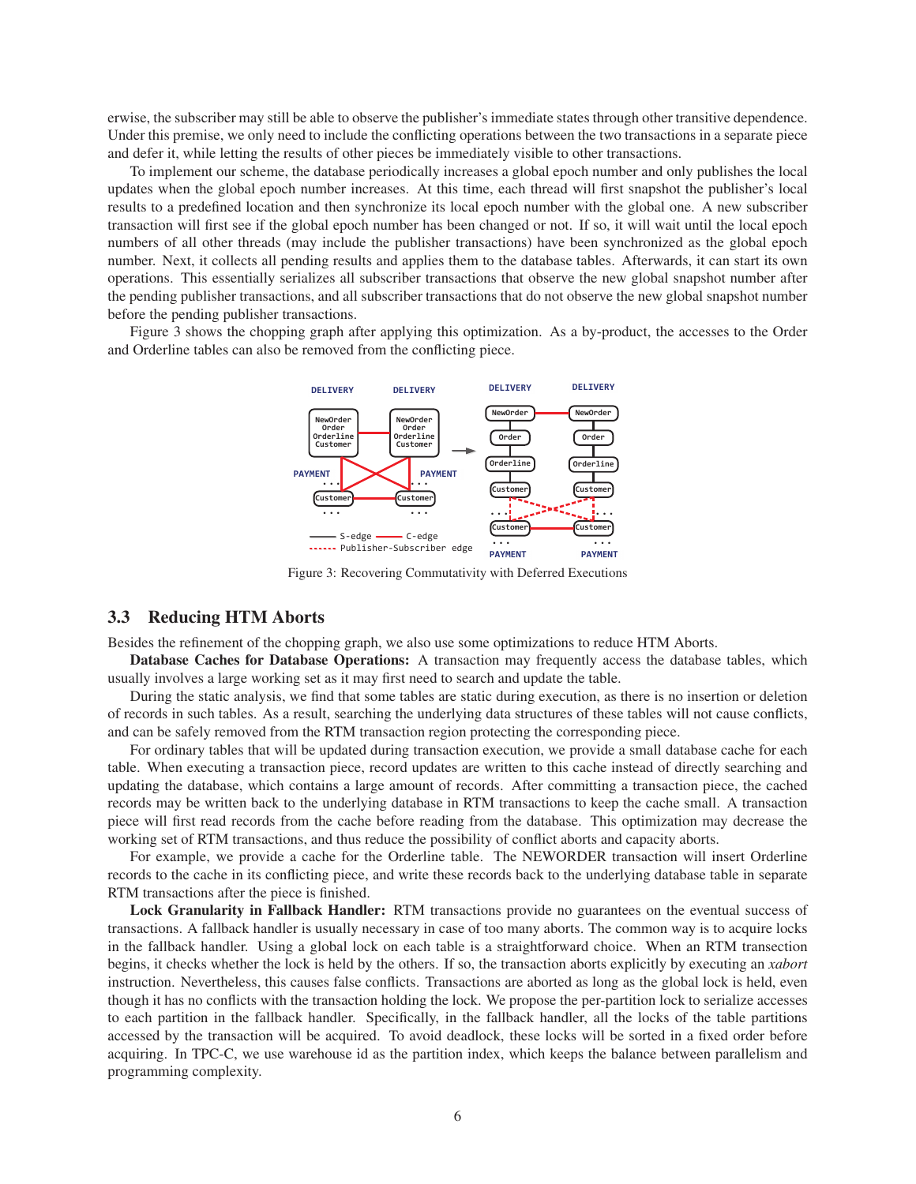erwise, the subscriber may still be able to observe the publisher's immediate states through other transitive dependence. Under this premise, we only need to include the conflicting operations between the two transactions in a separate piece and defer it, while letting the results of other pieces be immediately visible to other transactions.

To implement our scheme, the database periodically increases a global epoch number and only publishes the local updates when the global epoch number increases. At this time, each thread will first snapshot the publisher's local results to a predefined location and then synchronize its local epoch number with the global one. A new subscriber transaction will first see if the global epoch number has been changed or not. If so, it will wait until the local epoch numbers of all other threads (may include the publisher transactions) have been synchronized as the global epoch number. Next, it collects all pending results and applies them to the database tables. Afterwards, it can start its own operations. This essentially serializes all subscriber transactions that observe the new global snapshot number after the pending publisher transactions, and all subscriber transactions that do not observe the new global snapshot number before the pending publisher transactions.

Figure 3 shows the chopping graph after applying this optimization. As a by-product, the accesses to the Order and Orderline tables can also be removed from the conflicting piece.

Figure 3: Recovering Commutativity with Deferred Executions

## 3.3 Reducing HTM Aborts

Besides the refinement of the chopping graph, we also use some optimizations to reduce HTM Aborts.

**Database Caches for Database Operations:** A transaction may frequently access the database tables, which usually involves a large working set as it may first need to search and update the table.

During the static analysis, we find that some tables are static during execution, as there is no insertion or deletion of records in such tables. As a result, searching the underlying data structures of these tables will not cause conflicts, and can be safely removed from the RTM transaction region protecting the corresponding piece.

For ordinary tables that will be updated during transaction execution, we provide a small database cache for each table. When executing a transaction piece, record updates are written to this cache instead of directly searching and updating the database, which contains a large amount of records. After committing a transaction piece, the cached records may be written back to the underlying database in RTM transactions to keep the cache small. A transaction piece will first read records from the cache before reading from the database. This optimization may decrease the working set of RTM transactions, and thus reduce the possibility of conflict aborts and capacity aborts.

For example, we provide a cache for the Orderline table. The NEWORDER transaction will insert Orderline records to the cache in its conflicting piece, and write these records back to the underlying database table in separate RTM transactions after the piece is finished.

**Lock Granularity in Fallback Handler:** RTM transactions provide no guarantees on the eventual success of transactions. A fallback handler is usually necessary in case of too many aborts. The common way is to acquire locks in the fallback handler. Using a global lock on each table is a straightforward choice. When an RTM transection begins, it checks whether the lock is held by the others. If so, the transaction aborts explicitly by executing an *xabort* instruction. Nevertheless, this causes false conflicts. Transactions are aborted as long as the global lock is held, even though it has no conflicts with the transaction holding the lock. We propose the per-partition lock to serialize accesses to each partition in the fallback handler. Specifically, in the fallback handler, all the locks of the table partitions accessed by the transaction will be acquired. To avoid deadlock, these locks will be sorted in a fixed order before acquiring. In TPC-C, we use warehouse id as the partition index, which keeps the balance between parallelism and programming complexity.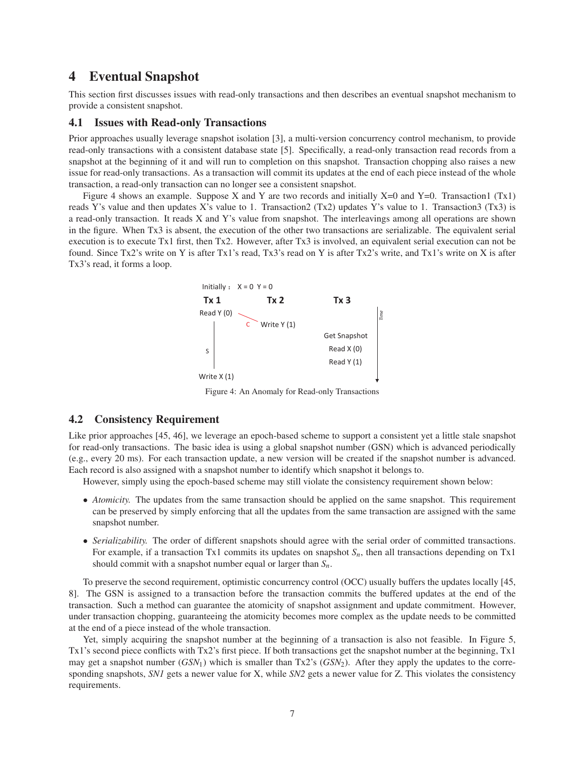# 4 Eventual Snapshot

This section first discusses issues with read-only transactions and then describes an eventual snapshot mechanism to provide a consistent snapshot.

## 4.1 Issues with Read-only Transactions

Prior approaches usually leverage snapshot isolation [3], a multi-version concurrency control mechanism, to provide read-only transactions with a consistent database state [5]. Specifically, a read-only transaction read records from a snapshot at the beginning of it and will run to completion on this snapshot. Transaction chopping also raises a new issue for read-only transactions. As a transaction will commit its updates at the end of each piece instead of the whole transaction, a read-only transaction can no longer see a consistent snapshot.

Figure 4 shows an example. Suppose X and Y are two records and initially X=0 and Y=0. Transaction1 (Tx1) reads Y's value and then updates X's value to 1. Transaction2 (Tx2) updates Y's value to 1. Transaction3 (Tx3) is a read-only transaction. It reads X and Y's value from snapshot. The interleavings among all operations are shown in the figure. When Tx3 is absent, the execution of the other two transactions are serializable. The equivalent serial execution is to execute Tx1 first, then Tx2. However, after Tx3 is involved, an equivalent serial execution can not be found. Since Tx2's write on Y is after Tx1's read, Tx3's read on Y is after Tx2's write, and Tx1's write on X is after Tx3's read, it forms a loop.

Initially：X = 0 Y = 0

| Tx 1 | Tx 2 | Tx 3 |
|---|---|---|
| Read Y (0) | | |
| | Write Y (1) | |
| | | Get Snapshot |
| | | Read X (0) |
| | | Read Y (1) |
| Write X (1) | | |

Figure 4: An Anomaly for Read-only Transactions

## 4.2 Consistency Requirement

Like prior approaches [45, 46], we leverage an epoch-based scheme to support a consistent yet a little stale snapshot for read-only transactions. The basic idea is using a global snapshot number (GSN) which is advanced periodically (e.g., every 20 ms). For each transaction update, a new version will be created if the snapshot number is advanced. Each record is also assigned with a snapshot number to identify which snapshot it belongs to.

However, simply using the epoch-based scheme may still violate the consistency requirement shown below:

- *Atomicity.* The updates from the same transaction should be applied on the same snapshot. This requirement can be preserved by simply enforcing that all the updates from the same transaction are assigned with the same snapshot number.
- *Serializability.* The order of different snapshots should agree with the serial order of committed transactions. For example, if a transaction Tx1 commits its updates on snapshot $S_n$, then all transactions depending on Tx1 should commit with a snapshot number equal or larger than $S_n$.

To preserve the second requirement, optimistic concurrency control (OCC) usually buffers the updates locally [45, 8]. The GSN is assigned to a transaction before the transaction commits the buffered updates at the end of the transaction. Such a method can guarantee the atomicity of snapshot assignment and update commitment. However, under transaction chopping, guaranteeing the atomicity becomes more complex as the update needs to be committed at the end of a piece instead of the whole transaction.

Yet, simply acquiring the snapshot number at the beginning of a transaction is also not feasible. In Figure 5, Tx1's second piece conflicts with Tx2's first piece. If both transactions get the snapshot number at the beginning, Tx1 may get a snapshot number ($GSN_1$) which is smaller than Tx2's ($GSN_2$). After they apply the updates to the corresponding snapshots, *SN1* gets a newer value for X, while *SN2* gets a newer value for Z. This violates the consistency requirements.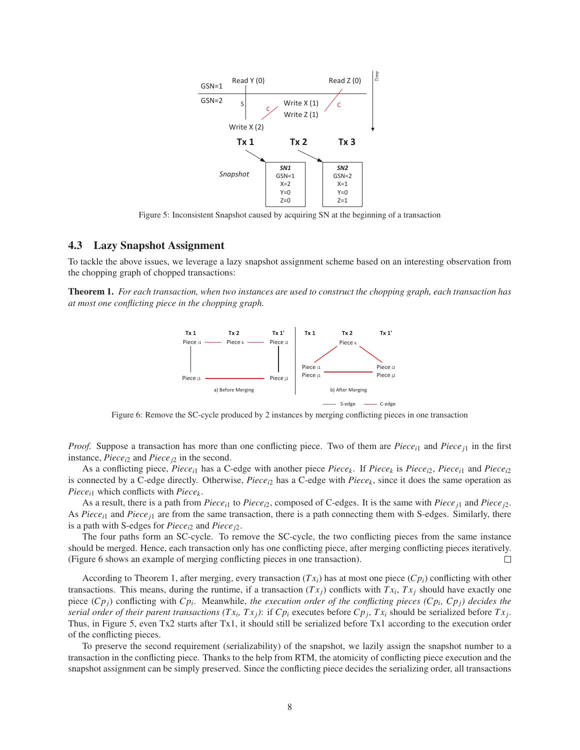Figure 5: Inconsistent Snapshot caused by acquiring SN at the beginning of a transaction

## 4.3 Lazy Snapshot Assignment

To tackle the above issues, we leverage a lazy snapshot assignment scheme based on an interesting observation from the chopping graph of chopped transactions:

**Theorem 1.** *For each transaction, when two instances are used to construct the chopping graph, each transaction has at most one conflicting piece in the chopping graph.*

Figure 6: Remove the SC-cycle produced by 2 instances by merging conflicting pieces in one transaction

*Proof.* Suppose a transaction has more than one conflicting piece. Two of them are $Piece_{i1}$ and $Piece_{j1}$ in the first instance, $Piece_{i2}$ and $Piece_{j2}$ in the second.

As a conflicting piece, $Piece_{i1}$ has a C-edge with another piece $Piece_k$. If $Piece_k$ is $Piece_{i2}$, $Piece_{i1}$ and $Piece_{i2}$ is connected by a C-edge directly. Otherwise, $Piece_{i2}$ has a C-edge with $Piece_k$, since it does the same operation as $Piece_{i1}$ which conflicts with $Piece_k$.

As a result, there is a path from $Piece_{i1}$ to $Piece_{i2}$, composed of C-edges. It is the same with $Piece_{j1}$ and $Piece_{j2}$. As $Piece_{i1}$ and $Piece_{j1}$ are from the same transaction, there is a path connecting them with S-edges. Similarly, there is a path with S-edges for $Piece_{i2}$ and $Piece_{j2}$.

The four paths form an SC-cycle. To remove the SC-cycle, the two conflicting pieces from the same instance should be merged. Hence, each transaction only has one conflicting piece, after merging conflicting pieces iteratively. (Figure 6 shows an example of merging conflicting pieces in one transaction). □

According to Theorem 1, after merging, every transaction ($Tx_i$) has at most one piece ($Cp_i$) conflicting with other transactions. This means, during the runtime, if a transaction ($Tx_j$) conflicts with $Tx_i$, $Tx_j$ should have exactly one piece ($Cp_j$) conflicting with $Cp_i$. Meanwhile, *the execution order of the conflicting pieces ($Cp_i$, $Cp_j$) decides the serial order of their parent transactions ($Tx_i$, $Tx_j$)*: if $Cp_i$ executes before $Cp_j$, $Tx_i$ should be serialized before $Tx_j$. Thus, in Figure 5, even Tx2 starts after Tx1, it should still be serialized before Tx1 according to the execution order of the conflicting pieces.

To preserve the second requirement (serializability) of the snapshot, we lazily assign the snapshot number to a transaction in the conflicting piece. Thanks to the help from RTM, the atomicity of conflicting piece execution and the snapshot assignment can be simply preserved. Since the conflicting piece decides the serializing order, all transactions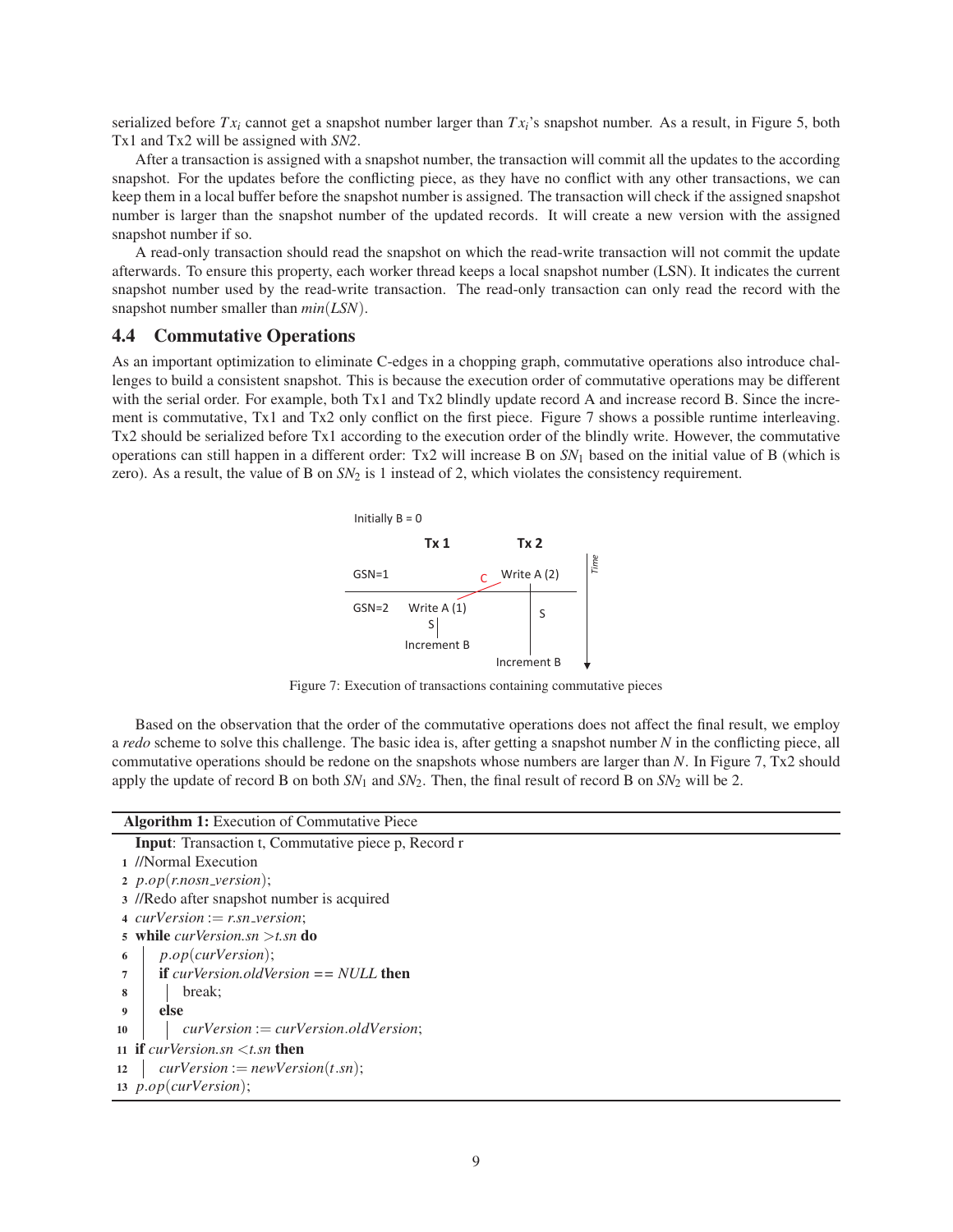serialized before $Tx_i$ cannot get a snapshot number larger than $Tx_i$'s snapshot number. As a result, in Figure 5, both Tx1 and Tx2 will be assigned with *SN2*.

After a transaction is assigned with a snapshot number, the transaction will commit all the updates to the according snapshot. For the updates before the conflicting piece, as they have no conflict with any other transactions, we can keep them in a local buffer before the snapshot number is assigned. The transaction will check if the assigned snapshot number is larger than the snapshot number of the updated records. It will create a new version with the assigned snapshot number if so.

A read-only transaction should read the snapshot on which the read-write transaction will not commit the update afterwards. To ensure this property, each worker thread keeps a local snapshot number (LSN). It indicates the current snapshot number used by the read-write transaction. The read-only transaction can only read the record with the snapshot number smaller than $min(LSN)$.

### 4.4 Commutative Operations

As an important optimization to eliminate C-edges in a chopping graph, commutative operations also introduce challenges to build a consistent snapshot. This is because the execution order of commutative operations may be different with the serial order. For example, both Tx1 and Tx2 blindly update record A and increase record B. Since the increment is commutative, Tx1 and Tx2 only conflict on the first piece. Figure 7 shows a possible runtime interleaving. Tx2 should be serialized before Tx1 according to the execution order of the blindly write. However, the commutative operations can still happen in a different order: Tx2 will increase B on $SN_1$ based on the initial value of B (which is zero). As a result, the value of B on $SN_2$ is 1 instead of 2, which violates the consistency requirement.

Initially B = 0

| | Tx 1 | Tx 2 |
|---|---|---|
| GSN=1 | | Write A (2) |
| GSN=2 | Write A (1) | |
| | Increment B | |
| | | Increment B |

Figure 7: Execution of transactions containing commutative pieces

Based on the observation that the order of the commutative operations does not affect the final result, we employ a *redo* scheme to solve this challenge. The basic idea is, after getting a snapshot number $N$ in the conflicting piece, all commutative operations should be redone on the snapshots whose numbers are larger than $N$. In Figure 7, Tx2 should apply the update of record B on both $SN_1$ and $SN_2$. Then, the final result of record B on $SN_2$ will be 2.

**Algorithm 1:** Execution of Commutative Piece

```
   Input: Transaction t, Commutative piece p, Record r
1  //Normal Execution
2  p.op(r.nosn_version);
3  //Redo after snapshot number is acquired
4  curVersion := r.sn_version;
5  while curVersion.sn > t.sn do
6  |   p.op(curVersion);
7  |   if curVersion.oldVersion == NULL then
8  |   |   break;
9  |   else
10 |   |   curVersion := curVersion.oldVersion;
11 if curVersion.sn < t.sn then
12 |   curVersion := newVersion(t.sn);
13 p.op(curVersion);
```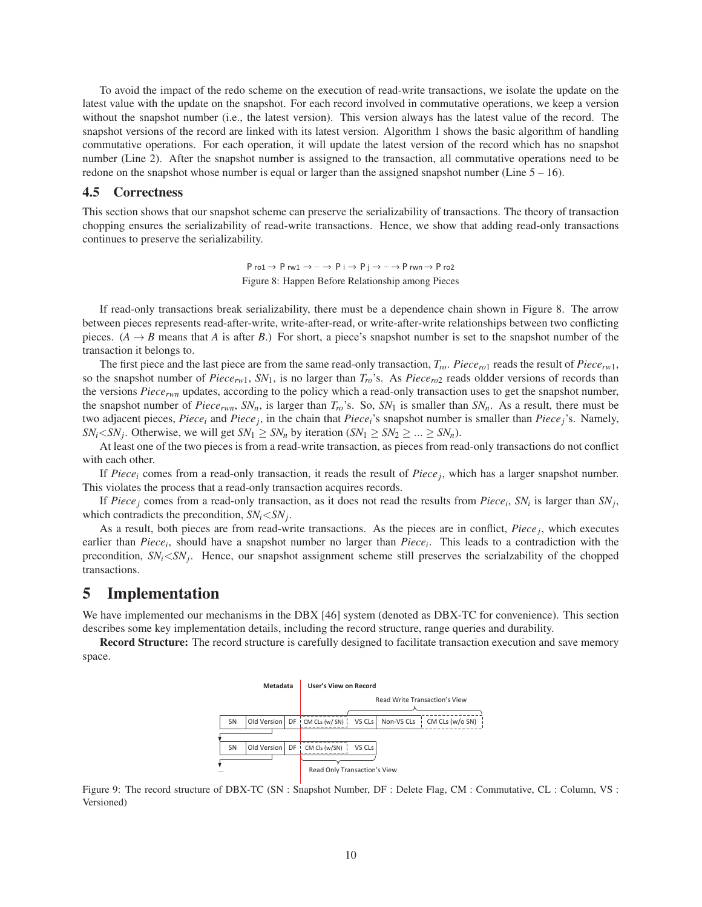To avoid the impact of the redo scheme on the execution of read-write transactions, we isolate the update on the latest value with the update on the snapshot. For each record involved in commutative operations, we keep a version without the snapshot number (i.e., the latest version). This version always has the latest value of the record. The snapshot versions of the record are linked with its latest version. Algorithm 1 shows the basic algorithm of handling commutative operations. For each operation, it will update the latest version of the record which has no snapshot number (Line 2). After the snapshot number is assigned to the transaction, all commutative operations need to be redone on the snapshot whose number is equal or larger than the assigned snapshot number (Line 5 – 16).

## 4.5 Correctness

This section shows that our snapshot scheme can preserve the serializability of transactions. The theory of transaction chopping ensures the serializability of read-write transactions. Hence, we show that adding read-only transactions continues to preserve the serializability.

$$P_{ro1} \rightarrow P_{rw1} \rightarrow \cdots \rightarrow P_i \rightarrow P_j \rightarrow \cdots \rightarrow P_{rwn} \rightarrow P_{ro2}$$

Figure 8: Happen Before Relationship among Pieces

If read-only transactions break serializability, there must be a dependence chain shown in Figure 8. The arrow between pieces represents read-after-write, write-after-read, or write-after-write relationships between two conflicting pieces. ($A \rightarrow B$ means that $A$ is after $B$.) For short, a piece's snapshot number is set to the snapshot number of the transaction it belongs to.

The first piece and the last piece are from the same read-only transaction, $T_{ro}$. $Piece_{ro1}$ reads the result of $Piece_{rw1}$, so the snapshot number of $Piece_{rw1}$, $SN_1$, is no larger than $T_{ro}$'s. As $Piece_{ro2}$ reads oldder versions of records than the versions $Piece_{rwn}$ updates, according to the policy which a read-only transaction uses to get the snapshot number, the snapshot number of $Piece_{rwn}$, $SN_n$, is larger than $T_{ro}$'s. So, $SN_1$ is smaller than $SN_n$. As a result, there must be two adjacent pieces, $Piece_i$ and $Piece_j$, in the chain that $Piece_i$'s snapshot number is smaller than $Piece_j$'s. Namely, $SN_i < SN_j$. Otherwise, we will get $SN_1 \geq SN_n$ by iteration ($SN_1 \geq SN_2 \geq \ldots \geq SN_n$).

At least one of the two pieces is from a read-write transaction, as pieces from read-only transactions do not conflict with each other.

If $Piece_i$ comes from a read-only transaction, it reads the result of $Piece_j$, which has a larger snapshot number. This violates the process that a read-only transaction acquires records.

If $Piece_j$ comes from a read-only transaction, as it does not read the results from $Piece_i$, $SN_i$ is larger than $SN_j$, which contradicts the precondition, $SN_i < SN_j$.

As a result, both pieces are from read-write transactions. As the pieces are in conflict, $Piece_j$, which executes earlier than $Piece_i$, should have a snapshot number no larger than $Piece_i$. This leads to a contradiction with the precondition, $SN_i < SN_j$. Hence, our snapshot assignment scheme still preserves the serialzability of the chopped transactions.

# 5 Implementation

We have implemented our mechanisms in the DBX [46] system (denoted as DBX-TC for convenience). This section describes some key implementation details, including the record structure, range queries and durability.

**Record Structure:** The record structure is carefully designed to facilitate transaction execution and save memory space.

Figure 9: The record structure of DBX-TC (SN : Snapshot Number, DF : Delete Flag, CM : Commutative, CL : Column, VS : Versioned)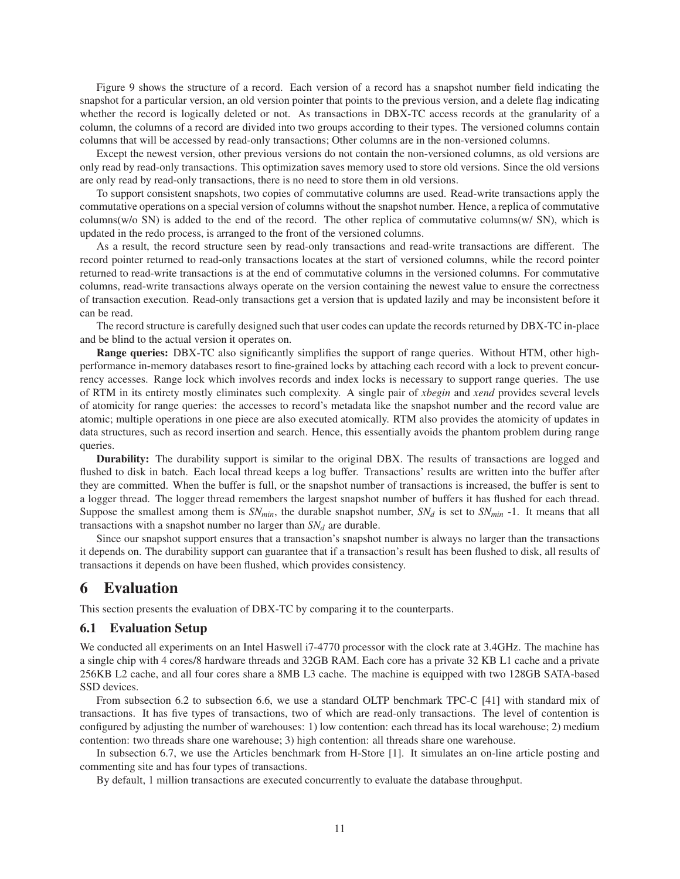Figure 9 shows the structure of a record. Each version of a record has a snapshot number field indicating the snapshot for a particular version, an old version pointer that points to the previous version, and a delete flag indicating whether the record is logically deleted or not. As transactions in DBX-TC access records at the granularity of a column, the columns of a record are divided into two groups according to their types. The versioned columns contain columns that will be accessed by read-only transactions; Other columns are in the non-versioned columns.

Except the newest version, other previous versions do not contain the non-versioned columns, as old versions are only read by read-only transactions. This optimization saves memory used to store old versions. Since the old versions are only read by read-only transactions, there is no need to store them in old versions.

To support consistent snapshots, two copies of commutative columns are used. Read-write transactions apply the commutative operations on a special version of columns without the snapshot number. Hence, a replica of commutative columns(w/o SN) is added to the end of the record. The other replica of commutative columns(w/ SN), which is updated in the redo process, is arranged to the front of the versioned columns.

As a result, the record structure seen by read-only transactions and read-write transactions are different. The record pointer returned to read-only transactions locates at the start of versioned columns, while the record pointer returned to read-write transactions is at the end of commutative columns in the versioned columns. For commutative columns, read-write transactions always operate on the version containing the newest value to ensure the correctness of transaction execution. Read-only transactions get a version that is updated lazily and may be inconsistent before it can be read.

The record structure is carefully designed such that user codes can update the records returned by DBX-TC in-place and be blind to the actual version it operates on.

**Range queries:** DBX-TC also significantly simplifies the support of range queries. Without HTM, other high-performance in-memory databases resort to fine-grained locks by attaching each record with a lock to prevent concurrency accesses. Range lock which involves records and index locks is necessary to support range queries. The use of RTM in its entirety mostly eliminates such complexity. A single pair of *xbegin* and *xend* provides several levels of atomicity for range queries: the accesses to record's metadata like the snapshot number and the record value are atomic; multiple operations in one piece are also executed atomically. RTM also provides the atomicity of updates in data structures, such as record insertion and search. Hence, this essentially avoids the phantom problem during range queries.

**Durability:** The durability support is similar to the original DBX. The results of transactions are logged and flushed to disk in batch. Each local thread keeps a log buffer. Transactions' results are written into the buffer after they are committed. When the buffer is full, or the snapshot number of transactions is increased, the buffer is sent to a logger thread. The logger thread remembers the largest snapshot number of buffers it has flushed for each thread. Suppose the smallest among them is $SN_{min}$, the durable snapshot number, $SN_d$ is set to $SN_{min}$ -1. It means that all transactions with a snapshot number no larger than $SN_d$ are durable.

Since our snapshot support ensures that a transaction's snapshot number is always no larger than the transactions it depends on. The durability support can guarantee that if a transaction's result has been flushed to disk, all results of transactions it depends on have been flushed, which provides consistency.

# 6 Evaluation

This section presents the evaluation of DBX-TC by comparing it to the counterparts.

## 6.1 Evaluation Setup

We conducted all experiments on an Intel Haswell i7-4770 processor with the clock rate at 3.4GHz. The machine has a single chip with 4 cores/8 hardware threads and 32GB RAM. Each core has a private 32 KB L1 cache and a private 256KB L2 cache, and all four cores share a 8MB L3 cache. The machine is equipped with two 128GB SATA-based SSD devices.

From subsection 6.2 to subsection 6.6, we use a standard OLTP benchmark TPC-C [41] with standard mix of transactions. It has five types of transactions, two of which are read-only transactions. The level of contention is configured by adjusting the number of warehouses: 1) low contention: each thread has its local warehouse; 2) medium contention: two threads share one warehouse; 3) high contention: all threads share one warehouse.

In subsection 6.7, we use the Articles benchmark from H-Store [1]. It simulates an on-line article posting and commenting site and has four types of transactions.

By default, 1 million transactions are executed concurrently to evaluate the database throughput.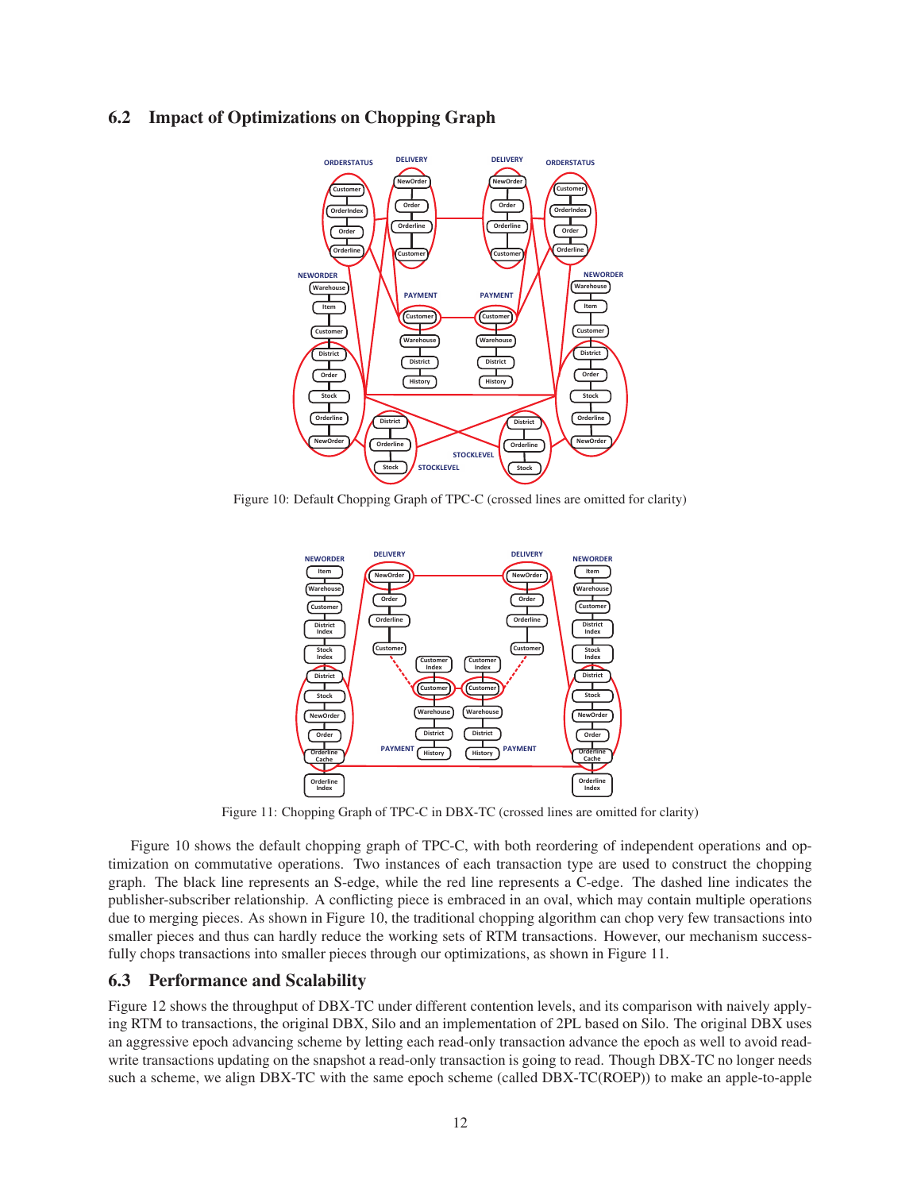## 6.2 Impact of Optimizations on Chopping Graph

Figure 10: Default Chopping Graph of TPC-C (crossed lines are omitted for clarity)

Figure 11: Chopping Graph of TPC-C in DBX-TC (crossed lines are omitted for clarity)

Figure 10 shows the default chopping graph of TPC-C, with both reordering of independent operations and optimization on commutative operations. Two instances of each transaction type are used to construct the chopping graph. The black line represents an S-edge, while the red line represents a C-edge. The dashed line indicates the publisher-subscriber relationship. A conflicting piece is embraced in an oval, which may contain multiple operations due to merging pieces. As shown in Figure 10, the traditional chopping algorithm can chop very few transactions into smaller pieces and thus can hardly reduce the working sets of RTM transactions. However, our mechanism successfully chops transactions into smaller pieces through our optimizations, as shown in Figure 11.

## 6.3 Performance and Scalability

Figure 12 shows the throughput of DBX-TC under different contention levels, and its comparison with naively applying RTM to transactions, the original DBX, Silo and an implementation of 2PL based on Silo. The original DBX uses an aggressive epoch advancing scheme by letting each read-only transaction advance the epoch as well to avoid read-write transactions updating on the snapshot a read-only transaction is going to read. Though DBX-TC no longer needs such a scheme, we align DBX-TC with the same epoch scheme (called DBX-TC(ROEP)) to make an apple-to-apple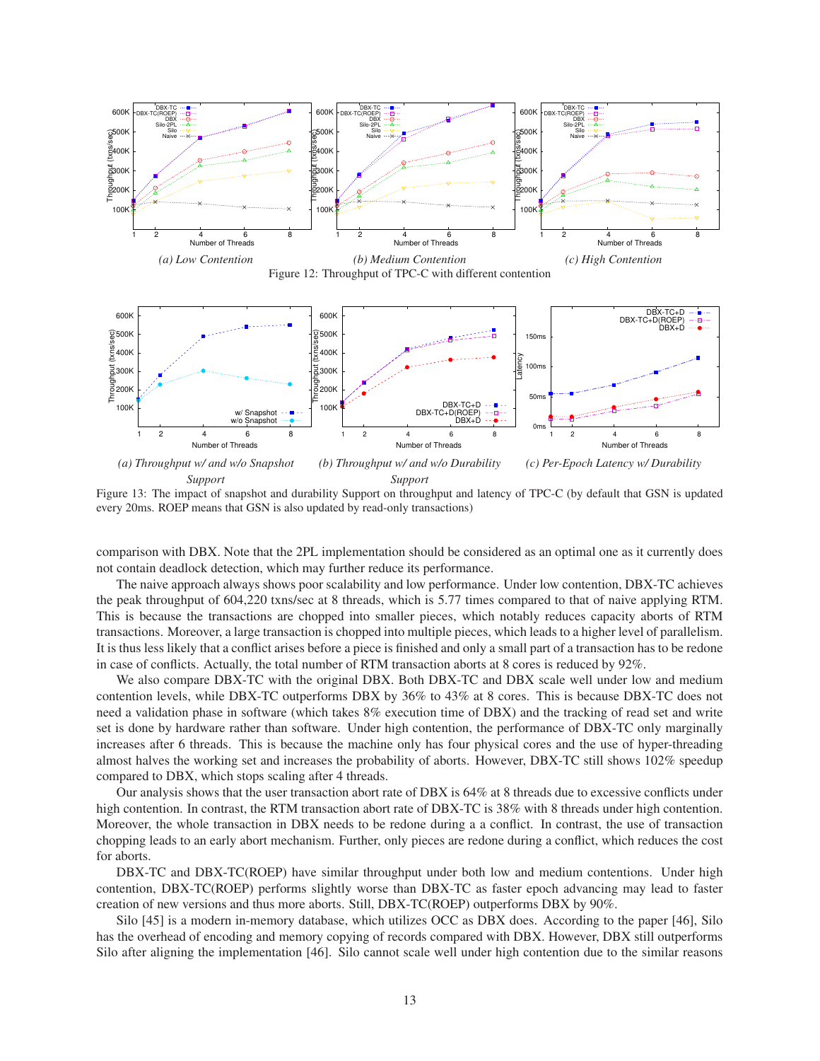(a) Low Contention

(b) Medium Contention

(c) High Contention

Figure 12: Throughput of TPC-C with different contention

(a) Throughput w/ and w/o Snapshot Support

(b) Throughput w/ and w/o Durability Support

(c) Per-Epoch Latency w/ Durability

Figure 13: The impact of snapshot and durability Support on throughput and latency of TPC-C (by default that GSN is updated every 20ms. ROEP means that GSN is also updated by read-only transactions)

comparison with DBX. Note that the 2PL implementation should be considered as an optimal one as it currently does not contain deadlock detection, which may further reduce its performance.

The naive approach always shows poor scalability and low performance. Under low contention, DBX-TC achieves the peak throughput of 604,220 txns/sec at 8 threads, which is 5.77 times compared to that of naive applying RTM. This is because the transactions are chopped into smaller pieces, which notably reduces capacity aborts of RTM transactions. Moreover, a large transaction is chopped into multiple pieces, which leads to a higher level of parallelism. It is thus less likely that a conflict arises before a piece is finished and only a small part of a transaction has to be redone in case of conflicts. Actually, the total number of RTM transaction aborts at 8 cores is reduced by 92%.

We also compare DBX-TC with the original DBX. Both DBX-TC and DBX scale well under low and medium contention levels, while DBX-TC outperforms DBX by 36% to 43% at 8 cores. This is because DBX-TC does not need a validation phase in software (which takes 8% execution time of DBX) and the tracking of read set and write set is done by hardware rather than software. Under high contention, the performance of DBX-TC only marginally increases after 6 threads. This is because the machine only has four physical cores and the use of hyper-threading almost halves the working set and increases the probability of aborts. However, DBX-TC still shows 102% speedup compared to DBX, which stops scaling after 4 threads.

Our analysis shows that the user transaction abort rate of DBX is 64% at 8 threads due to excessive conflicts under high contention. In contrast, the RTM transaction abort rate of DBX-TC is 38% with 8 threads under high contention. Moreover, the whole transaction in DBX needs to be redone during a a conflict. In contrast, the use of transaction chopping leads to an early abort mechanism. Further, only pieces are redone during a conflict, which reduces the cost for aborts.

DBX-TC and DBX-TC(ROEP) have similar throughput under both low and medium contentions. Under high contention, DBX-TC(ROEP) performs slightly worse than DBX-TC as faster epoch advancing may lead to faster creation of new versions and thus more aborts. Still, DBX-TC(ROEP) outperforms DBX by 90%.

Silo [45] is a modern in-memory database, which utilizes OCC as DBX does. According to the paper [46], Silo has the overhead of encoding and memory copying of records compared with DBX. However, DBX still outperforms Silo after aligning the implementation [46]. Silo cannot scale well under high contention due to the similar reasons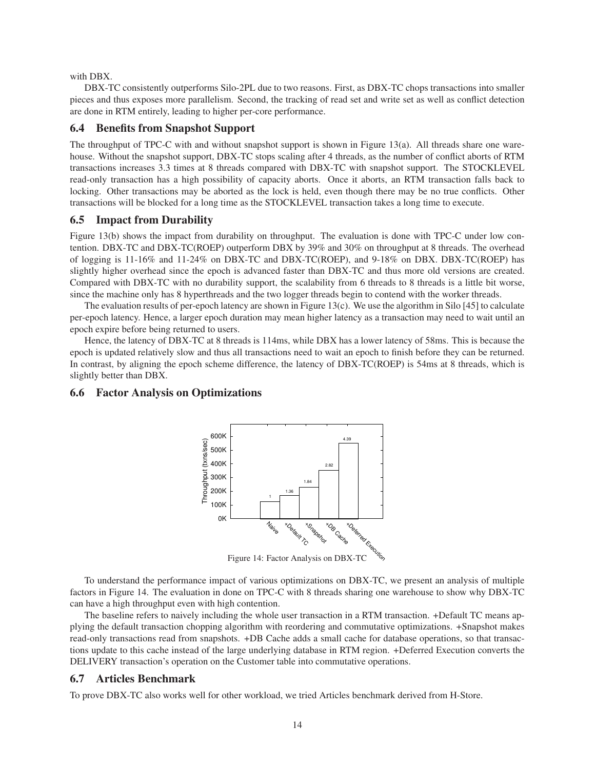with DBX.

DBX-TC consistently outperforms Silo-2PL due to two reasons. First, as DBX-TC chops transactions into smaller pieces and thus exposes more parallelism. Second, the tracking of read set and write set as well as conflict detection are done in RTM entirely, leading to higher per-core performance.

### 6.4 Benefits from Snapshot Support

The throughput of TPC-C with and without snapshot support is shown in Figure 13(a). All threads share one warehouse. Without the snapshot support, DBX-TC stops scaling after 4 threads, as the number of conflict aborts of RTM transactions increases 3.3 times at 8 threads compared with DBX-TC with snapshot support. The STOCKLEVEL read-only transaction has a high possibility of capacity aborts. Once it aborts, an RTM transaction falls back to locking. Other transactions may be aborted as the lock is held, even though there may be no true conflicts. Other transactions will be blocked for a long time as the STOCKLEVEL transaction takes a long time to execute.

### 6.5 Impact from Durability

Figure 13(b) shows the impact from durability on throughput. The evaluation is done with TPC-C under low contention. DBX-TC and DBX-TC(ROEP) outperform DBX by 39% and 30% on throughput at 8 threads. The overhead of logging is 11-16% and 11-24% on DBX-TC and DBX-TC(ROEP), and 9-18% on DBX. DBX-TC(ROEP) has slightly higher overhead since the epoch is advanced faster than DBX-TC and thus more old versions are created. Compared with DBX-TC with no durability support, the scalability from 6 threads to 8 threads is a little bit worse, since the machine only has 8 hyperthreads and the two logger threads begin to contend with the worker threads.

The evaluation results of per-epoch latency are shown in Figure 13(c). We use the algorithm in Silo [45] to calculate per-epoch latency. Hence, a larger epoch duration may mean higher latency as a transaction may need to wait until an epoch expire before being returned to users.

Hence, the latency of DBX-TC at 8 threads is 114ms, while DBX has a lower latency of 58ms. This is because the epoch is updated relatively slow and thus all transactions need to wait an epoch to finish before they can be returned. In contrast, by aligning the epoch scheme difference, the latency of DBX-TC(ROEP) is 54ms at 8 threads, which is slightly better than DBX.

### 6.6 Factor Analysis on Optimizations

| Configuration | Normalized Throughput |
|---|---|
| Naive | 1 |
| +Default TC | 1.36 |
| +Snapshot | 1.84 |
| +DB Cache | 2.82 |
| +Deferred Execution | 4.39 |

Figure 14: Factor Analysis on DBX-TC

To understand the performance impact of various optimizations on DBX-TC, we present an analysis of multiple factors in Figure 14. The evaluation in done on TPC-C with 8 threads sharing one warehouse to show why DBX-TC can have a high throughput even with high contention.

The baseline refers to naively including the whole user transaction in a RTM transaction. +Default TC means applying the default transaction chopping algorithm with reordering and commutative optimizations. +Snapshot makes read-only transactions read from snapshots. +DB Cache adds a small cache for database operations, so that transactions update to this cache instead of the large underlying database in RTM region. +Deferred Execution converts the DELIVERY transaction's operation on the Customer table into commutative operations.

### 6.7 Articles Benchmark

To prove DBX-TC also works well for other workload, we tried Articles benchmark derived from H-Store.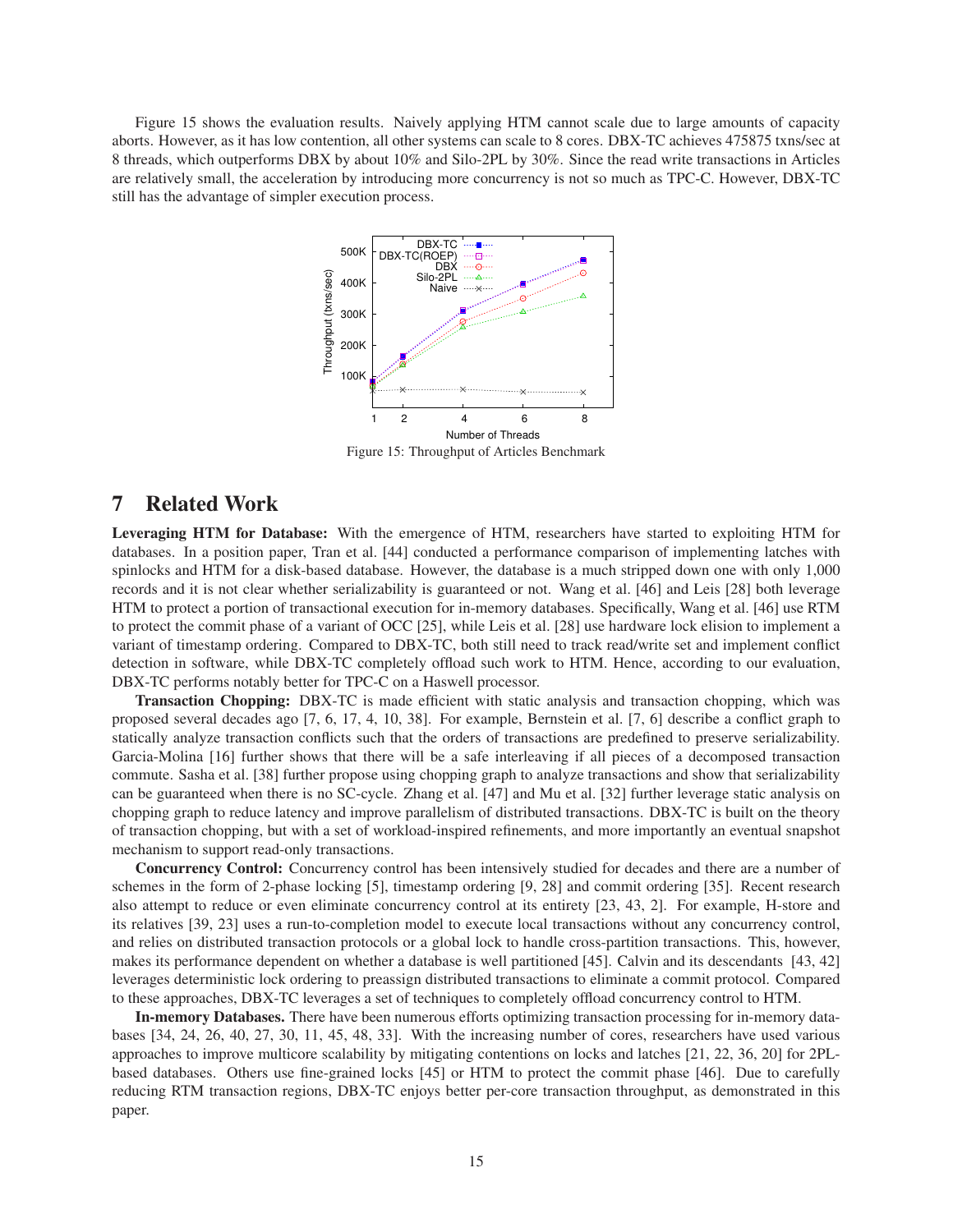Figure 15 shows the evaluation results. Naively applying HTM cannot scale due to large amounts of capacity aborts. However, as it has low contention, all other systems can scale to 8 cores. DBX-TC achieves 475875 txns/sec at 8 threads, which outperforms DBX by about 10% and Silo-2PL by 30%. Since the read write transactions in Articles are relatively small, the acceleration by introducing more concurrency is not so much as TPC-C. However, DBX-TC still has the advantage of simpler execution process.

Figure 15: Throughput of Articles Benchmark

# 7 Related Work

**Leveraging HTM for Database:** With the emergence of HTM, researchers have started to exploiting HTM for databases. In a position paper, Tran et al. [44] conducted a performance comparison of implementing latches with spinlocks and HTM for a disk-based database. However, the database is a much stripped down one with only 1,000 records and it is not clear whether serializability is guaranteed or not. Wang et al. [46] and Leis [28] both leverage HTM to protect a portion of transactional execution for in-memory databases. Specifically, Wang et al. [46] use RTM to protect the commit phase of a variant of OCC [25], while Leis et al. [28] use hardware lock elision to implement a variant of timestamp ordering. Compared to DBX-TC, both still need to track read/write set and implement conflict detection in software, while DBX-TC completely offload such work to HTM. Hence, according to our evaluation, DBX-TC performs notably better for TPC-C on a Haswell processor.

**Transaction Chopping:** DBX-TC is made efficient with static analysis and transaction chopping, which was proposed several decades ago [7, 6, 17, 4, 10, 38]. For example, Bernstein et al. [7, 6] describe a conflict graph to statically analyze transaction conflicts such that the orders of transactions are predefined to preserve serializability. Garcia-Molina [16] further shows that there will be a safe interleaving if all pieces of a decomposed transaction commute. Sasha et al. [38] further propose using chopping graph to analyze transactions and show that serializability can be guaranteed when there is no SC-cycle. Zhang et al. [47] and Mu et al. [32] further leverage static analysis on chopping graph to reduce latency and improve parallelism of distributed transactions. DBX-TC is built on the theory of transaction chopping, but with a set of workload-inspired refinements, and more importantly an eventual snapshot mechanism to support read-only transactions.

**Concurrency Control:** Concurrency control has been intensively studied for decades and there are a number of schemes in the form of 2-phase locking [5], timestamp ordering [9, 28] and commit ordering [35]. Recent research also attempt to reduce or even eliminate concurrency control at its entirety [23, 43, 2]. For example, H-store and its relatives [39, 23] uses a run-to-completion model to execute local transactions without any concurrency control, and relies on distributed transaction protocols or a global lock to handle cross-partition transactions. This, however, makes its performance dependent on whether a database is well partitioned [45]. Calvin and its descendants [43, 42] leverages deterministic lock ordering to preassign distributed transactions to eliminate a commit protocol. Compared to these approaches, DBX-TC leverages a set of techniques to completely offload concurrency control to HTM.

**In-memory Databases.** There have been numerous efforts optimizing transaction processing for in-memory databases [34, 24, 26, 40, 27, 30, 11, 45, 48, 33]. With the increasing number of cores, researchers have used various approaches to improve multicore scalability by mitigating contentions on locks and latches [21, 22, 36, 20] for 2PL-based databases. Others use fine-grained locks [45] or HTM to protect the commit phase [46]. Due to carefully reducing RTM transaction regions, DBX-TC enjoys better per-core transaction throughput, as demonstrated in this paper.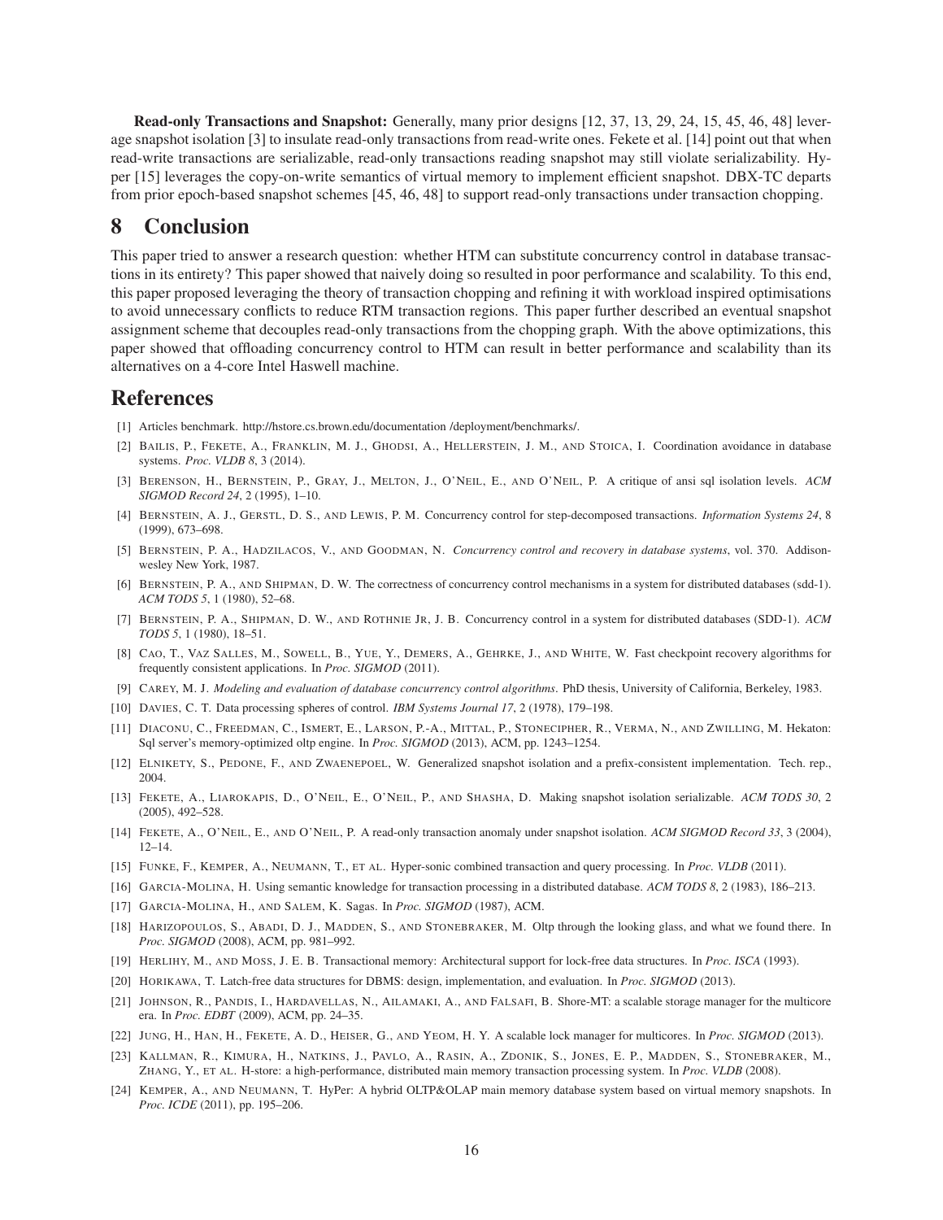**Read-only Transactions and Snapshot:** Generally, many prior designs [12, 37, 13, 29, 24, 15, 45, 46, 48] leverage snapshot isolation [3] to insulate read-only transactions from read-write ones. Fekete et al. [14] point out that when read-write transactions are serializable, read-only transactions reading snapshot may still violate serializability. Hyper [15] leverages the copy-on-write semantics of virtual memory to implement efficient snapshot. DBX-TC departs from prior epoch-based snapshot schemes [45, 46, 48] to support read-only transactions under transaction chopping.

# 8 Conclusion

This paper tried to answer a research question: whether HTM can substitute concurrency control in database transactions in its entirety? This paper showed that naively doing so resulted in poor performance and scalability. To this end, this paper proposed leveraging the theory of transaction chopping and refining it with workload inspired optimisations to avoid unnecessary conflicts to reduce RTM transaction regions. This paper further described an eventual snapshot assignment scheme that decouples read-only transactions from the chopping graph. With the above optimizations, this paper showed that offloading concurrency control to HTM can result in better performance and scalability than its alternatives on a 4-core Intel Haswell machine.

# References

[1] Articles benchmark. http://hstore.cs.brown.edu/documentation /deployment/benchmarks/.

[2] Bailis, P., Fekete, A., Franklin, M. J., Ghodsi, A., Hellerstein, J. M., and Stoica, I. Coordination avoidance in database systems. *Proc. VLDB 8*, 3 (2014).

[3] Berenson, H., Bernstein, P., Gray, J., Melton, J., O'Neil, E., and O'Neil, P. A critique of ansi sql isolation levels. *ACM SIGMOD Record 24*, 2 (1995), 1–10.

[4] Bernstein, A. J., Gerstl, D. S., and Lewis, P. M. Concurrency control for step-decomposed transactions. *Information Systems 24*, 8 (1999), 673–698.

[5] Bernstein, P. A., Hadzilacos, V., and Goodman, N. *Concurrency control and recovery in database systems*, vol. 370. Addison-wesley New York, 1987.

[6] Bernstein, P. A., and Shipman, D. W. The correctness of concurrency control mechanisms in a system for distributed databases (sdd-1). *ACM TODS 5*, 1 (1980), 52–68.

[7] Bernstein, P. A., Shipman, D. W., and Rothnie Jr, J. B. Concurrency control in a system for distributed databases (SDD-1). *ACM TODS 5*, 1 (1980), 18–51.

[8] Cao, T., Vaz Salles, M., Sowell, B., Yue, Y., Demers, A., Gehrke, J., and White, W. Fast checkpoint recovery algorithms for frequently consistent applications. In *Proc. SIGMOD* (2011).

[9] Carey, M. J. *Modeling and evaluation of database concurrency control algorithms*. PhD thesis, University of California, Berkeley, 1983.

[10] Davies, C. T. Data processing spheres of control. *IBM Systems Journal 17*, 2 (1978), 179–198.

[11] Diaconu, C., Freedman, C., Ismert, E., Larson, P.-A., Mittal, P., Stonecipher, R., Verma, N., and Zwilling, M. Hekaton: Sql server's memory-optimized oltp engine. In *Proc. SIGMOD* (2013), ACM, pp. 1243–1254.

[12] Elnikety, S., Pedone, F., and Zwaenepoel, W. Generalized snapshot isolation and a prefix-consistent implementation. Tech. rep., 2004.

[13] Fekete, A., Liarokapis, D., O'Neil, E., O'Neil, P., and Shasha, D. Making snapshot isolation serializable. *ACM TODS 30*, 2 (2005), 492–528.

[14] Fekete, A., O'Neil, E., and O'Neil, P. A read-only transaction anomaly under snapshot isolation. *ACM SIGMOD Record 33*, 3 (2004), 12–14.

[15] Funke, F., Kemper, A., Neumann, T., et al. Hyper-sonic combined transaction and query processing. In *Proc. VLDB* (2011).

[16] Garcia-Molina, H. Using semantic knowledge for transaction processing in a distributed database. *ACM TODS 8*, 2 (1983), 186–213.

[17] Garcia-Molina, H., and Salem, K. Sagas. In *Proc. SIGMOD* (1987), ACM.

[18] Harizopoulos, S., Abadi, D. J., Madden, S., and Stonebraker, M. Oltp through the looking glass, and what we found there. In *Proc. SIGMOD* (2008), ACM, pp. 981–992.

[19] Herlihy, M., and Moss, J. E. B. Transactional memory: Architectural support for lock-free data structures. In *Proc. ISCA* (1993).

[20] Horikawa, T. Latch-free data structures for DBMS: design, implementation, and evaluation. In *Proc. SIGMOD* (2013).

[21] Johnson, R., Pandis, I., Hardavellas, N., Ailamaki, A., and Falsafi, B. Shore-MT: a scalable storage manager for the multicore era. In *Proc. EDBT* (2009), ACM, pp. 24–35.

[22] Jung, H., Han, H., Fekete, A. D., Heiser, G., and Yeom, H. Y. A scalable lock manager for multicores. In *Proc. SIGMOD* (2013).

[23] Kallman, R., Kimura, H., Natkins, J., Pavlo, A., Rasin, A., Zdonik, S., Jones, E. P., Madden, S., Stonebraker, M., Zhang, Y., et al. H-store: a high-performance, distributed main memory transaction processing system. In *Proc. VLDB* (2008).

[24] Kemper, A., and Neumann, T. HyPer: A hybrid OLTP&OLAP main memory database system based on virtual memory snapshots. In *Proc. ICDE* (2011), pp. 195–206.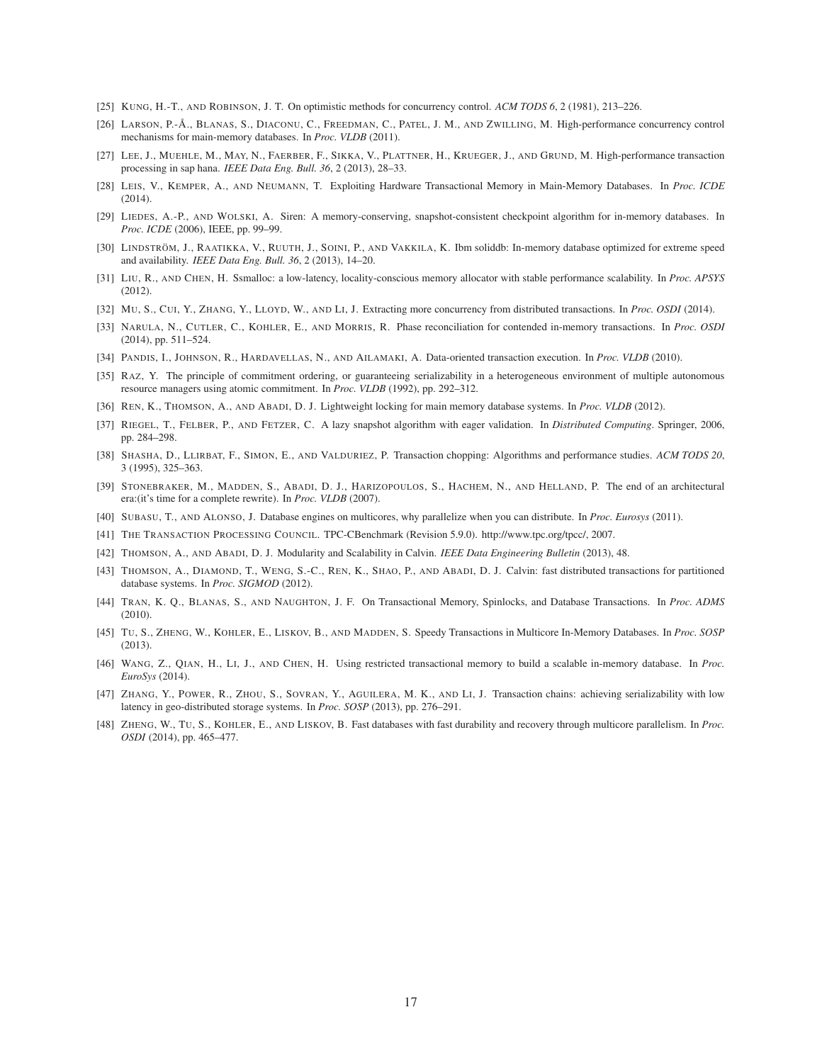[25] KUNG, H.-T., AND ROBINSON, J. T. On optimistic methods for concurrency control. *ACM TODS 6*, 2 (1981), 213–226.

[26] LARSON, P.-Å., BLANAS, S., DIACONU, C., FREEDMAN, C., PATEL, J. M., AND ZWILLING, M. High-performance concurrency control mechanisms for main-memory databases. In *Proc. VLDB* (2011).

[27] LEE, J., MUEHLE, M., MAY, N., FAERBER, F., SIKKA, V., PLATTNER, H., KRUEGER, J., AND GRUND, M. High-performance transaction processing in sap hana. *IEEE Data Eng. Bull. 36*, 2 (2013), 28–33.

[28] LEIS, V., KEMPER, A., AND NEUMANN, T. Exploiting Hardware Transactional Memory in Main-Memory Databases. In *Proc. ICDE* (2014).

[29] LIEDES, A.-P., AND WOLSKI, A. Siren: A memory-conserving, snapshot-consistent checkpoint algorithm for in-memory databases. In *Proc. ICDE* (2006), IEEE, pp. 99–99.

[30] LINDSTRÖM, J., RAATIKKA, V., RUUTH, J., SOINI, P., AND VAKKILA, K. Ibm soliddb: In-memory database optimized for extreme speed and availability. *IEEE Data Eng. Bull. 36*, 2 (2013), 14–20.

[31] LIU, R., AND CHEN, H. Ssmalloc: a low-latency, locality-conscious memory allocator with stable performance scalability. In *Proc. APSYS* (2012).

[32] MU, S., CUI, Y., ZHANG, Y., LLOYD, W., AND LI, J. Extracting more concurrency from distributed transactions. In *Proc. OSDI* (2014).

[33] NARULA, N., CUTLER, C., KOHLER, E., AND MORRIS, R. Phase reconciliation for contended in-memory transactions. In *Proc. OSDI* (2014), pp. 511–524.

[34] PANDIS, I., JOHNSON, R., HARDAVELLAS, N., AND AILAMAKI, A. Data-oriented transaction execution. In *Proc. VLDB* (2010).

[35] RAZ, Y. The principle of commitment ordering, or guaranteeing serializability in a heterogeneous environment of multiple autonomous resource managers using atomic commitment. In *Proc. VLDB* (1992), pp. 292–312.

[36] REN, K., THOMSON, A., AND ABADI, D. J. Lightweight locking for main memory database systems. In *Proc. VLDB* (2012).

[37] RIEGEL, T., FELBER, P., AND FETZER, C. A lazy snapshot algorithm with eager validation. In *Distributed Computing*. Springer, 2006, pp. 284–298.

[38] SHASHA, D., LLIRBAT, F., SIMON, E., AND VALDURIEZ, P. Transaction chopping: Algorithms and performance studies. *ACM TODS 20*, 3 (1995), 325–363.

[39] STONEBRAKER, M., MADDEN, S., ABADI, D. J., HARIZOPOULOS, S., HACHEM, N., AND HELLAND, P. The end of an architectural era:(it's time for a complete rewrite). In *Proc. VLDB* (2007).

[40] SUBASU, T., AND ALONSO, J. Database engines on multicores, why parallelize when you can distribute. In *Proc. Eurosys* (2011).

[41] THE TRANSACTION PROCESSING COUNCIL. TPC-CBenchmark (Revision 5.9.0). http://www.tpc.org/tpcc/, 2007.

[42] THOMSON, A., AND ABADI, D. J. Modularity and Scalability in Calvin. *IEEE Data Engineering Bulletin* (2013), 48.

[43] THOMSON, A., DIAMOND, T., WENG, S.-C., REN, K., SHAO, P., AND ABADI, D. J. Calvin: fast distributed transactions for partitioned database systems. In *Proc. SIGMOD* (2012).

[44] TRAN, K. Q., BLANAS, S., AND NAUGHTON, J. F. On Transactional Memory, Spinlocks, and Database Transactions. In *Proc. ADMS* (2010).

[45] TU, S., ZHENG, W., KOHLER, E., LISKOV, B., AND MADDEN, S. Speedy Transactions in Multicore In-Memory Databases. In *Proc. SOSP* (2013).

[46] WANG, Z., QIAN, H., LI, J., AND CHEN, H. Using restricted transactional memory to build a scalable in-memory database. In *Proc. EuroSys* (2014).

[47] ZHANG, Y., POWER, R., ZHOU, S., SOVRAN, Y., AGUILERA, M. K., AND LI, J. Transaction chains: achieving serializability with low latency in geo-distributed storage systems. In *Proc. SOSP* (2013), pp. 276–291.

[48] ZHENG, W., TU, S., KOHLER, E., AND LISKOV, B. Fast databases with fast durability and recovery through multicore parallelism. In *Proc. OSDI* (2014), pp. 465–477.